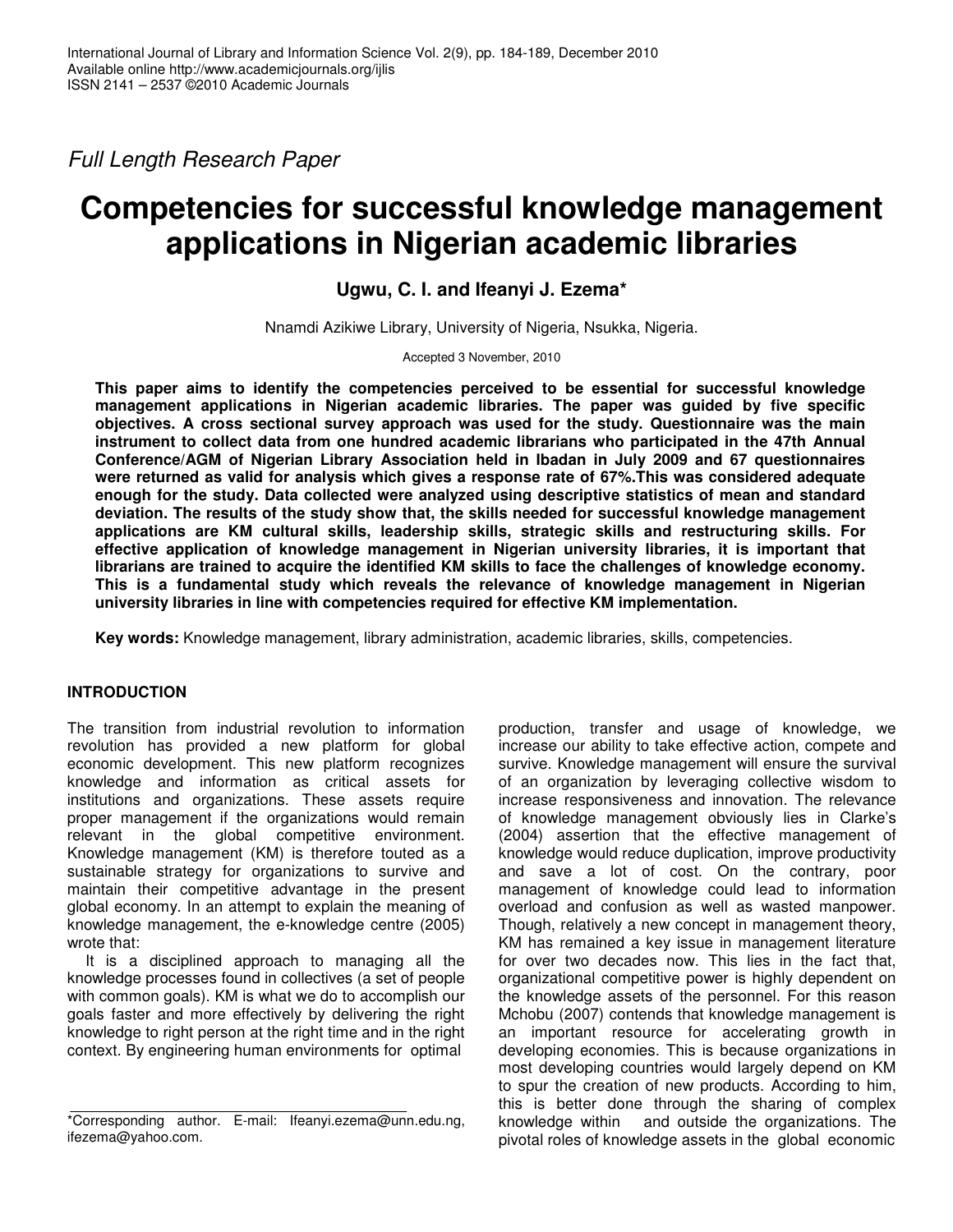*Full Length Research Paper*

# Competencies for successful knowledge management applications in Nigerian academic libraries

**Ugwu, C. I. and Ifeanyi J. Ezema***

Nnamdi Azikiwe Library, University of Nigeria, Nsukka, Nigeria.

Accepted 3 November, 2010

**This paper aims to identify the competencies perceived to be essential for successful knowledge management applications in Nigerian academic libraries. The paper was guided by five specific objectives. A cross sectional survey approach was used for the study. Questionnaire was the main instrument to collect data from one hundred academic librarians who participated in the 47th Annual Conference/AGM of Nigerian Library Association held in Ibadan in July 2009 and 67 questionnaires were returned as valid for analysis which gives a response rate of 67%.This was considered adequate enough for the study. Data collected were analyzed using descriptive statistics of mean and standard deviation. The results of the study show that, the skills needed for successful knowledge management applications are KM cultural skills, leadership skills, strategic skills and restructuring skills. For effective application of knowledge management in Nigerian university libraries, it is important that librarians are trained to acquire the identified KM skills to face the challenges of knowledge economy. This is a fundamental study which reveals the relevance of knowledge management in Nigerian university libraries in line with competencies required for effective KM implementation.**

**Key words:** Knowledge management, library administration, academic libraries, skills, competencies.

## INTRODUCTION

The transition from industrial revolution to information revolution has provided a new platform for global economic development. This new platform recognizes knowledge and information as critical assets for institutions and organizations. These assets require proper management if the organizations would remain relevant in the global competitive environment. Knowledge management (KM) is therefore touted as a sustainable strategy for organizations to survive and maintain their competitive advantage in the present global economy. In an attempt to explain the meaning of knowledge management, the e-knowledge centre (2005) wrote that:

It is a disciplined approach to managing all the knowledge processes found in collectives (a set of people with common goals). KM is what we do to accomplish our goals faster and more effectively by delivering the right knowledge to right person at the right time and in the right context. By engineering human environments for optimal production, transfer and usage of knowledge, we increase our ability to take effective action, compete and survive. Knowledge management will ensure the survival of an organization by leveraging collective wisdom to increase responsiveness and innovation. The relevance of knowledge management obviously lies in Clarke's (2004) assertion that the effective management of knowledge would reduce duplication, improve productivity and save a lot of cost. On the contrary, poor management of knowledge could lead to information overload and confusion as well as wasted manpower. Though, relatively a new concept in management theory, KM has remained a key issue in management literature for over two decades now. This lies in the fact that, organizational competitive power is highly dependent on the knowledge assets of the personnel. For this reason Mchobu (2007) contends that knowledge management is an important resource for accelerating growth in developing economies. This is because organizations in most developing countries would largely depend on KM to spur the creation of new products. According to him, this is better done through the sharing of complex knowledge within and outside the organizations. The pivotal roles of knowledge assets in the global economic

*Corresponding author. E-mail: Ifeanyi.ezema@unn.edu.ng, ifezema@yahoo.com.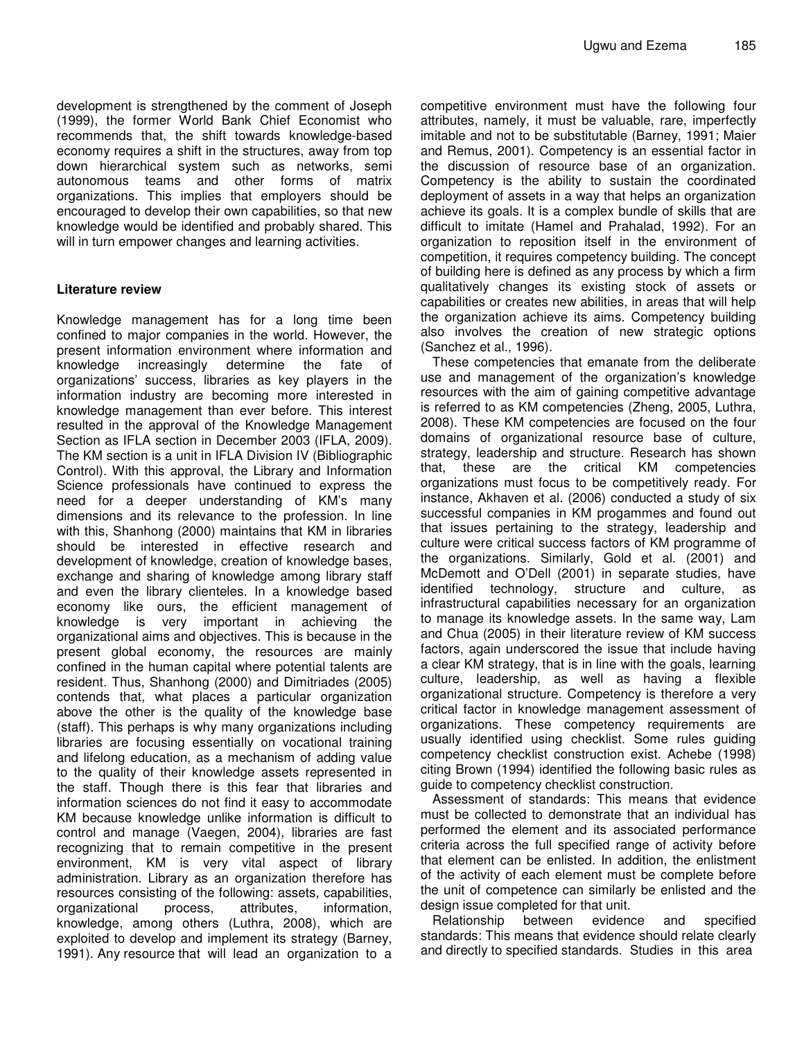development is strengthened by the comment of Joseph (1999), the former World Bank Chief Economist who recommends that, the shift towards knowledge-based economy requires a shift in the structures, away from top down hierarchical system such as networks, semi autonomous teams and other forms of matrix organizations. This implies that employers should be encouraged to develop their own capabilities, so that new knowledge would be identified and probably shared. This will in turn empower changes and learning activities.

## Literature review

Knowledge management has for a long time been confined to major companies in the world. However, the present information environment where information and knowledge increasingly determine the fate of organizations' success, libraries as key players in the information industry are becoming more interested in knowledge management than ever before. This interest resulted in the approval of the Knowledge Management Section as IFLA section in December 2003 (IFLA, 2009). The KM section is a unit in IFLA Division IV (Bibliographic Control). With this approval, the Library and Information Science professionals have continued to express the need for a deeper understanding of KM's many dimensions and its relevance to the profession. In line with this, Shanhong (2000) maintains that KM in libraries should be interested in effective research and development of knowledge, creation of knowledge bases, exchange and sharing of knowledge among library staff and even the library clienteles. In a knowledge based economy like ours, the efficient management of knowledge is very important in achieving the organizational aims and objectives. This is because in the present global economy, the resources are mainly confined in the human capital where potential talents are resident. Thus, Shanhong (2000) and Dimitriades (2005) contends that, what places a particular organization above the other is the quality of the knowledge base (staff). This perhaps is why many organizations including libraries are focusing essentially on vocational training and lifelong education, as a mechanism of adding value to the quality of their knowledge assets represented in the staff. Though there is this fear that libraries and information sciences do not find it easy to accommodate KM because knowledge unlike information is difficult to control and manage (Vaegen, 2004), libraries are fast recognizing that to remain competitive in the present environment, KM is very vital aspect of library administration. Library as an organization therefore has resources consisting of the following: assets, capabilities, organizational process, attributes, information, knowledge, among others (Luthra, 2008), which are exploited to develop and implement its strategy (Barney, 1991). Any resource that will lead an organization to a competitive environment must have the following four attributes, namely, it must be valuable, rare, imperfectly imitable and not to be substitutable (Barney, 1991; Maier and Remus, 2001). Competency is an essential factor in the discussion of resource base of an organization. Competency is the ability to sustain the coordinated deployment of assets in a way that helps an organization achieve its goals. It is a complex bundle of skills that are difficult to imitate (Hamel and Prahalad, 1992). For an organization to reposition itself in the environment of competition, it requires competency building. The concept of building here is defined as any process by which a firm qualitatively changes its existing stock of assets or capabilities or creates new abilities, in areas that will help the organization achieve its aims. Competency building also involves the creation of new strategic options (Sanchez et al., 1996).

These competencies that emanate from the deliberate use and management of the organization's knowledge resources with the aim of gaining competitive advantage is referred to as KM competencies (Zheng, 2005, Luthra, 2008). These KM competencies are focused on the four domains of organizational resource base of culture, strategy, leadership and structure. Research has shown that, these are the critical KM competencies organizations must focus to be competitively ready. For instance, Akhaven et al. (2006) conducted a study of six successful companies in KM progammes and found out that issues pertaining to the strategy, leadership and culture were critical success factors of KM programme of the organizations. Similarly, Gold et al. (2001) and McDemott and O'Dell (2001) in separate studies, have identified technology, structure and culture, as infrastructural capabilities necessary for an organization to manage its knowledge assets. In the same way, Lam and Chua (2005) in their literature review of KM success factors, again underscored the issue that include having a clear KM strategy, that is in line with the goals, learning culture, leadership, as well as having a flexible organizational structure. Competency is therefore a very critical factor in knowledge management assessment of organizations. These competency requirements are usually identified using checklist. Some rules guiding competency checklist construction exist. Achebe (1998) citing Brown (1994) identified the following basic rules as guide to competency checklist construction.

Assessment of standards: This means that evidence must be collected to demonstrate that an individual has performed the element and its associated performance criteria across the full specified range of activity before that element can be enlisted. In addition, the enlistment of the activity of each element must be complete before the unit of competence can similarly be enlisted and the design issue completed for that unit.

Relationship between evidence and specified standards: This means that evidence should relate clearly and directly to specified standards. Studies in this area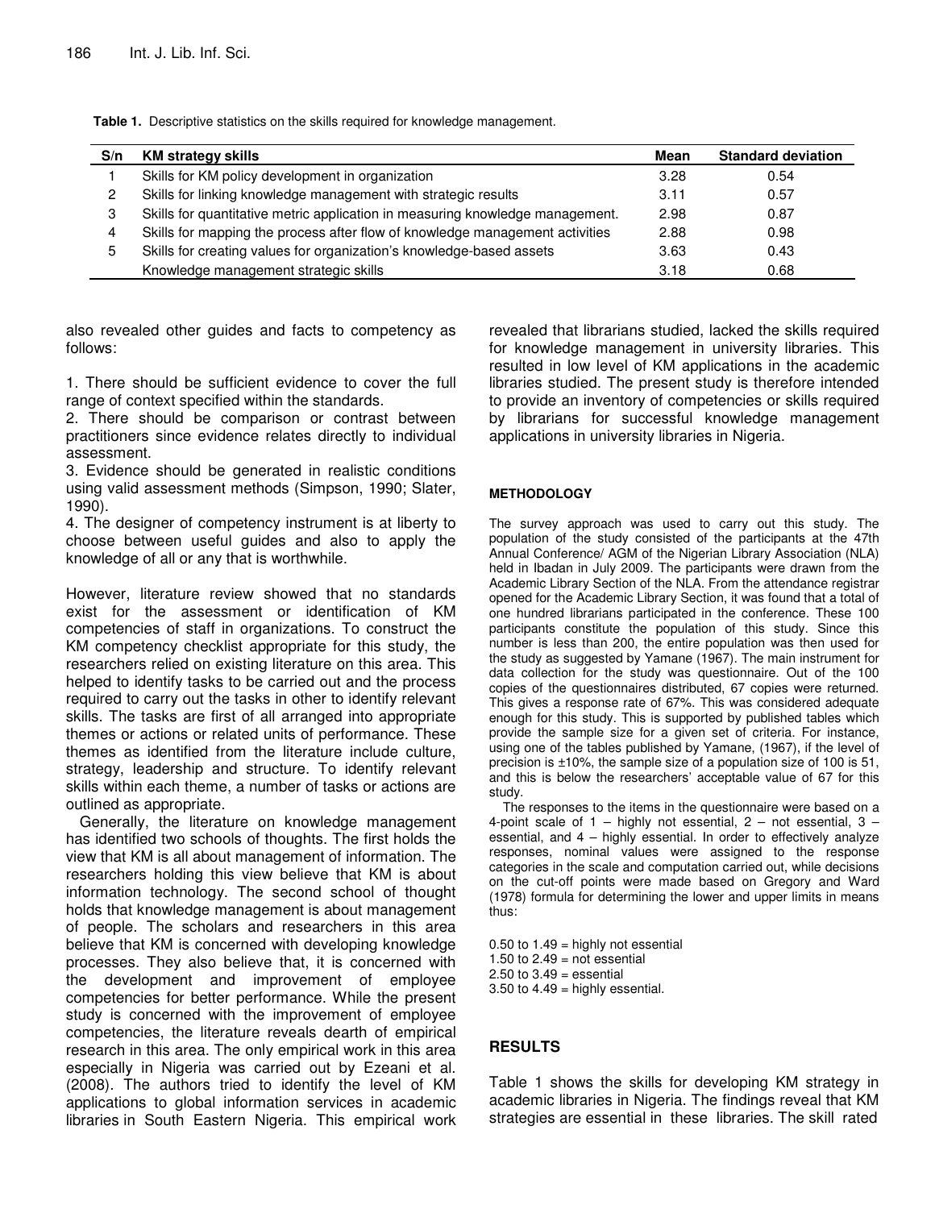**Table 1.** Descriptive statistics on the skills required for knowledge management.

| S/n | KM strategy skills | Mean | Standard deviation |
|---|---|---|---|
| 1 | Skills for KM policy development in organization | 3.28 | 0.54 |
| 2 | Skills for linking knowledge management with strategic results | 3.11 | 0.57 |
| 3 | Skills for quantitative metric application in measuring knowledge management. | 2.98 | 0.87 |
| 4 | Skills for mapping the process after flow of knowledge management activities | 2.88 | 0.98 |
| 5 | Skills for creating values for organization's knowledge-based assets | 3.63 | 0.43 |
| | Knowledge management strategic skills | 3.18 | 0.68 |

also revealed other guides and facts to competency as follows:

1. There should be sufficient evidence to cover the full range of context specified within the standards.
2. There should be comparison or contrast between practitioners since evidence relates directly to individual assessment.
3. Evidence should be generated in realistic conditions using valid assessment methods (Simpson, 1990; Slater, 1990).
4. The designer of competency instrument is at liberty to choose between useful guides and also to apply the knowledge of all or any that is worthwhile.

However, literature review showed that no standards exist for the assessment or identification of KM competencies of staff in organizations. To construct the KM competency checklist appropriate for this study, the researchers relied on existing literature on this area. This helped to identify tasks to be carried out and the process required to carry out the tasks in other to identify relevant skills. The tasks are first of all arranged into appropriate themes or actions or related units of performance. These themes as identified from the literature include culture, strategy, leadership and structure. To identify relevant skills within each theme, a number of tasks or actions are outlined as appropriate.

Generally, the literature on knowledge management has identified two schools of thoughts. The first holds the view that KM is all about management of information. The researchers holding this view believe that KM is about information technology. The second school of thought holds that knowledge management is about management of people. The scholars and researchers in this area believe that KM is concerned with developing knowledge processes. They also believe that, it is concerned with the development and improvement of employee competencies for better performance. While the present study is concerned with the improvement of employee competencies, the literature reveals dearth of empirical research in this area. The only empirical work in this area especially in Nigeria was carried out by Ezeani et al. (2008). The authors tried to identify the level of KM applications to global information services in academic libraries in South Eastern Nigeria. This empirical work revealed that librarians studied, lacked the skills required for knowledge management in university libraries. This resulted in low level of KM applications in the academic libraries studied. The present study is therefore intended to provide an inventory of competencies or skills required by librarians for successful knowledge management applications in university libraries in Nigeria.

## METHODOLOGY

The survey approach was used to carry out this study. The population of the study consisted of the participants at the 47th Annual Conference/ AGM of the Nigerian Library Association (NLA) held in Ibadan in July 2009. The participants were drawn from the Academic Library Section of the NLA. From the attendance registrar opened for the Academic Library Section, it was found that a total of one hundred librarians participated in the conference. These 100 participants constitute the population of this study. Since this number is less than 200, the entire population was then used for the study as suggested by Yamane (1967). The main instrument for data collection for the study was questionnaire. Out of the 100 copies of the questionnaires distributed, 67 copies were returned. This gives a response rate of 67%. This was considered adequate enough for this study. This is supported by published tables which provide the sample size for a given set of criteria. For instance, using one of the tables published by Yamane, (1967), if the level of precision is ±10%, the sample size of a population size of 100 is 51, and this is below the researchers' acceptable value of 67 for this study.

The responses to the items in the questionnaire were based on a 4-point scale of 1 – highly not essential, 2 – not essential, 3 – essential, and 4 – highly essential. In order to effectively analyze responses, nominal values were assigned to the response categories in the scale and computation carried out, while decisions on the cut-off points were made based on Gregory and Ward (1978) formula for determining the lower and upper limits in means thus:

0.50 to 1.49 = highly not essential
1.50 to 2.49 = not essential
2.50 to 3.49 = essential
3.50 to 4.49 = highly essential.

## RESULTS

Table 1 shows the skills for developing KM strategy in academic libraries in Nigeria. The findings reveal that KM strategies are essential in these libraries. The skill rated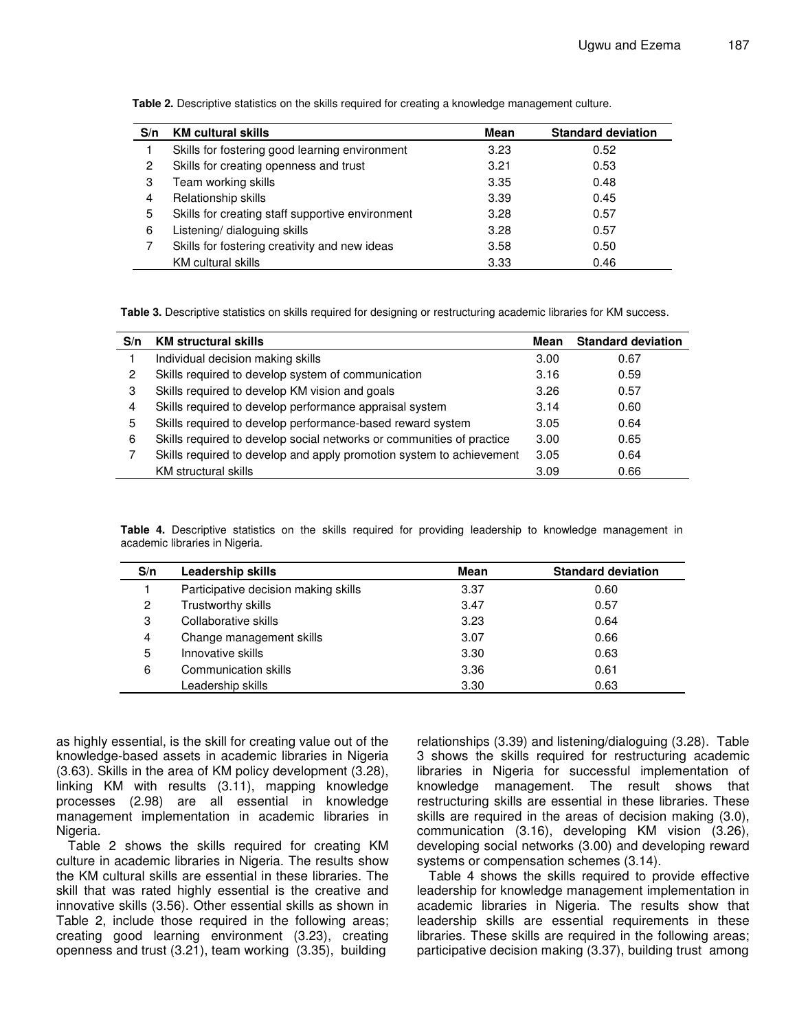**Table 2.** Descriptive statistics on the skills required for creating a knowledge management culture.

| S/n | KM cultural skills | Mean | Standard deviation |
|---|---|---|---|
| 1 | Skills for fostering good learning environment | 3.23 | 0.52 |
| 2 | Skills for creating openness and trust | 3.21 | 0.53 |
| 3 | Team working skills | 3.35 | 0.48 |
| 4 | Relationship skills | 3.39 | 0.45 |
| 5 | Skills for creating staff supportive environment | 3.28 | 0.57 |
| 6 | Listening/ dialoguing skills | 3.28 | 0.57 |
| 7 | Skills for fostering creativity and new ideas | 3.58 | 0.50 |
| | KM cultural skills | 3.33 | 0.46 |

**Table 3.** Descriptive statistics on skills required for designing or restructuring academic libraries for KM success.

| S/n | KM structural skills | Mean | Standard deviation |
|---|---|---|---|
| 1 | Individual decision making skills | 3.00 | 0.67 |
| 2 | Skills required to develop system of communication | 3.16 | 0.59 |
| 3 | Skills required to develop KM vision and goals | 3.26 | 0.57 |
| 4 | Skills required to develop performance appraisal system | 3.14 | 0.60 |
| 5 | Skills required to develop performance-based reward system | 3.05 | 0.64 |
| 6 | Skills required to develop social networks or communities of practice | 3.00 | 0.65 |
| 7 | Skills required to develop and apply promotion system to achievement | 3.05 | 0.64 |
| | KM structural skills | 3.09 | 0.66 |

**Table 4.** Descriptive statistics on the skills required for providing leadership to knowledge management in academic libraries in Nigeria.

| S/n | Leadership skills | Mean | Standard deviation |
|---|---|---|---|
| 1 | Participative decision making skills | 3.37 | 0.60 |
| 2 | Trustworthy skills | 3.47 | 0.57 |
| 3 | Collaborative skills | 3.23 | 0.64 |
| 4 | Change management skills | 3.07 | 0.66 |
| 5 | Innovative skills | 3.30 | 0.63 |
| 6 | Communication skills | 3.36 | 0.61 |
| | Leadership skills | 3.30 | 0.63 |

as highly essential, is the skill for creating value out of the knowledge-based assets in academic libraries in Nigeria (3.63). Skills in the area of KM policy development (3.28), linking KM with results (3.11), mapping knowledge processes (2.98) are all essential in knowledge management implementation in academic libraries in Nigeria.

Table 2 shows the skills required for creating KM culture in academic libraries in Nigeria. The results show the KM cultural skills are essential in these libraries. The skill that was rated highly essential is the creative and innovative skills (3.56). Other essential skills as shown in Table 2, include those required in the following areas; creating good learning environment (3.23), creating openness and trust (3.21), team working (3.35), building relationships (3.39) and listening/dialoguing (3.28). Table 3 shows the skills required for restructuring academic libraries in Nigeria for successful implementation of knowledge management. The result shows that restructuring skills are essential in these libraries. These skills are required in the areas of decision making (3.0), communication (3.16), developing KM vision (3.26), developing social networks (3.00) and developing reward systems or compensation schemes (3.14).

Table 4 shows the skills required to provide effective leadership for knowledge management implementation in academic libraries in Nigeria. The results show that leadership skills are essential requirements in these libraries. These skills are required in the following areas; participative decision making (3.37), building trust among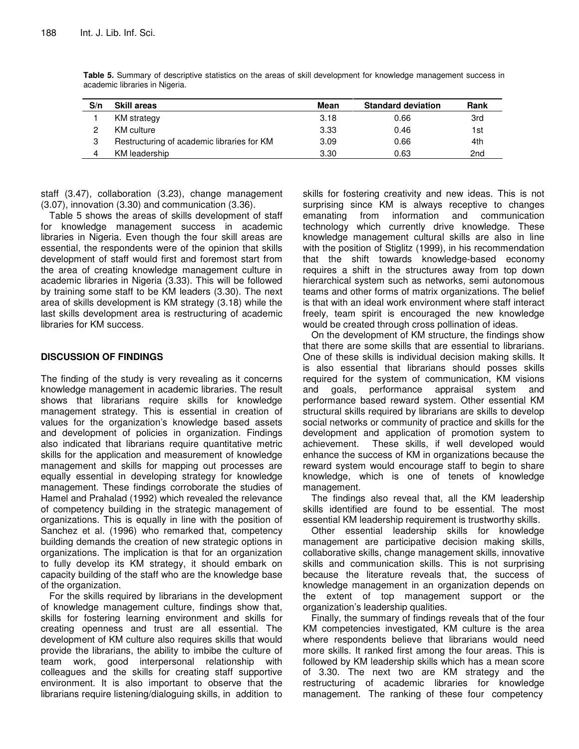**Table 5.** Summary of descriptive statistics on the areas of skill development for knowledge management success in academic libraries in Nigeria.

| S/n | Skill areas | Mean | Standard deviation | Rank |
|---|---|---|---|---|
| 1 | KM strategy | 3.18 | 0.66 | 3rd |
| 2 | KM culture | 3.33 | 0.46 | 1st |
| 3 | Restructuring of academic libraries for KM | 3.09 | 0.66 | 4th |
| 4 | KM leadership | 3.30 | 0.63 | 2nd |

staff (3.47), collaboration (3.23), change management (3.07), innovation (3.30) and communication (3.36).

Table 5 shows the areas of skills development of staff for knowledge management success in academic libraries in Nigeria. Even though the four skill areas are essential, the respondents were of the opinion that skills development of staff would first and foremost start from the area of creating knowledge management culture in academic libraries in Nigeria (3.33). This will be followed by training some staff to be KM leaders (3.30). The next area of skills development is KM strategy (3.18) while the last skills development area is restructuring of academic libraries for KM success.

## DISCUSSION OF FINDINGS

The finding of the study is very revealing as it concerns knowledge management in academic libraries. The result shows that librarians require skills for knowledge management strategy. This is essential in creation of values for the organization's knowledge based assets and development of policies in organization. Findings also indicated that librarians require quantitative metric skills for the application and measurement of knowledge management and skills for mapping out processes are equally essential in developing strategy for knowledge management. These findings corroborate the studies of Hamel and Prahalad (1992) which revealed the relevance of competency building in the strategic management of organizations. This is equally in line with the position of Sanchez et al. (1996) who remarked that, competency building demands the creation of new strategic options in organizations. The implication is that for an organization to fully develop its KM strategy, it should embark on capacity building of the staff who are the knowledge base of the organization.

For the skills required by librarians in the development of knowledge management culture, findings show that, skills for fostering learning environment and skills for creating openness and trust are all essential. The development of KM culture also requires skills that would provide the librarians, the ability to imbibe the culture of team work, good interpersonal relationship with colleagues and the skills for creating staff supportive environment. It is also important to observe that the librarians require listening/dialoguing skills, in addition to skills for fostering creativity and new ideas. This is not surprising since KM is always receptive to changes emanating from information and communication technology which currently drive knowledge. These knowledge management cultural skills are also in line with the position of Stiglitz (1999), in his recommendation that the shift towards knowledge-based economy requires a shift in the structures away from top down hierarchical system such as networks, semi autonomous teams and other forms of matrix organizations. The belief is that with an ideal work environment where staff interact freely, team spirit is encouraged the new knowledge would be created through cross pollination of ideas.

On the development of KM structure, the findings show that there are some skills that are essential to librarians. One of these skills is individual decision making skills. It is also essential that librarians should posses skills required for the system of communication, KM visions and goals, performance appraisal system and performance based reward system. Other essential KM structural skills required by librarians are skills to develop social networks or community of practice and skills for the development and application of promotion system to achievement. These skills, if well developed would enhance the success of KM in organizations because the reward system would encourage staff to begin to share knowledge, which is one of tenets of knowledge management.

The findings also reveal that, all the KM leadership skills identified are found to be essential. The most essential KM leadership requirement is trustworthy skills.

Other essential leadership skills for knowledge management are participative decision making skills, collaborative skills, change management skills, innovative skills and communication skills. This is not surprising because the literature reveals that, the success of knowledge management in an organization depends on the extent of top management support or the organization's leadership qualities.

Finally, the summary of findings reveals that of the four KM competencies investigated, KM culture is the area where respondents believe that librarians would need more skills. It ranked first among the four areas. This is followed by KM leadership skills which has a mean score of 3.30. The next two are KM strategy and the restructuring of academic libraries for knowledge management. The ranking of these four competency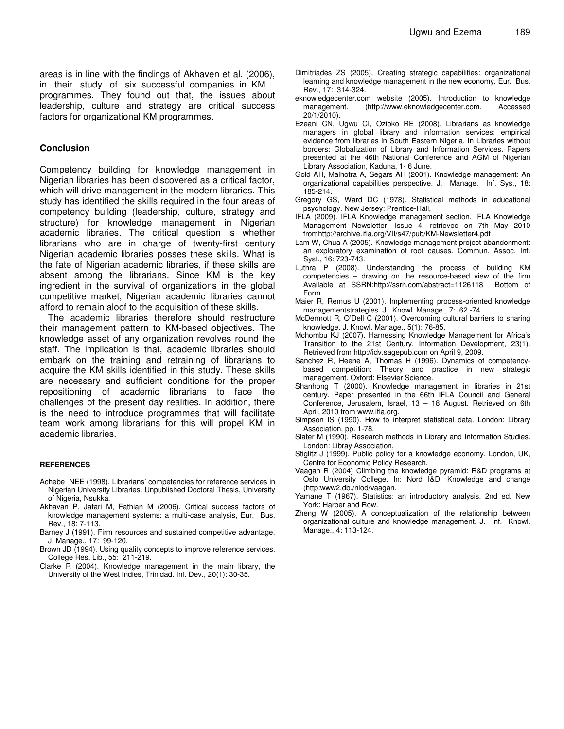areas is in line with the findings of Akhaven et al. (2006), in their study of six successful companies in KM programmes. They found out that, the issues about leadership, culture and strategy are critical success factors for organizational KM programmes.

## Conclusion

Competency building for knowledge management in Nigerian libraries has been discovered as a critical factor, which will drive management in the modern libraries. This study has identified the skills required in the four areas of competency building (leadership, culture, strategy and structure) for knowledge management in Nigerian academic libraries. The critical question is whether librarians who are in charge of twenty-first century Nigerian academic libraries posses these skills. What is the fate of Nigerian academic libraries, if these skills are absent among the librarians. Since KM is the key ingredient in the survival of organizations in the global competitive market, Nigerian academic libraries cannot afford to remain aloof to the acquisition of these skills.

The academic libraries therefore should restructure their management pattern to KM-based objectives. The knowledge asset of any organization revolves round the staff. The implication is that, academic libraries should embark on the training and retraining of librarians to acquire the KM skills identified in this study. These skills are necessary and sufficient conditions for the proper repositioning of academic librarians to face the challenges of the present day realities. In addition, there is the need to introduce programmes that will facilitate team work among librarians for this will propel KM in academic libraries.

### REFERENCES

Achebe NEE (1998). Librarians' competencies for reference services in Nigerian University Libraries. Unpublished Doctoral Thesis, University of Nigeria, Nsukka.

Akhavan P, Jafari M, Fathian M (2006). Critical success factors of knowledge management systems: a multi-case analysis, Eur. Bus. Rev., 18: 7-113.

Barney J (1991). Firm resources and sustained competitive advantage. J. Manage., 17: 99-120.

Brown JD (1994). Using quality concepts to improve reference services. College Res. Lib., 55: 211-219.

Clarke R (2004). Knowledge management in the main library, the University of the West Indies, Trinidad. Inf. Dev., 20(1): 30-35.

Dimitriades ZS (2005). Creating strategic capabilities: organizational learning and knowledge management in the new economy. Eur. Bus. Rev., 17: 314-324.

eknowledgecenter.com website (2005). Introduction to knowledge management. (http://www.eknowledgecenter.com. Accessed 20/1/2010).

Ezeani CN, Ugwu CI, Ozioko RE (2008). Librarians as knowledge managers in global library and information services: empirical evidence from libraries in South Eastern Nigeria. In Libraries without borders: Globalization of Library and Information Services. Papers presented at the 46th National Conference and AGM of Nigerian Library Association, Kaduna, 1- 6 June.

Gold AH, Malhotra A, Segars AH (2001). Knowledge management: An organizational capabilities perspective. J. Manage. Inf. Sys., 18: 185-214.

Gregory GS, Ward DC (1978). Statistical methods in educational psychology. New Jersey: Prentice-Hall,

IFLA (2009). IFLA Knowledge management section. IFLA Knowledge Management Newsletter. Issue 4. retrieved on 7th May 2010 fromhttp://archive.ifla.org/VII/s47/pub/KM-Newsletter4.pdf

Lam W, Chua A (2005). Knowledge management project abandonment: an exploratory examination of root causes. Commun. Assoc. Inf. Syst., 16: 723-743.

Luthra P (2008). Understanding the process of building KM competencies – drawing on the resource-based view of the firm Available at SSRN:http://ssrn.com/abstract=1126118 Bottom of Form.

Maier R, Remus U (2001). Implementing process-oriented knowledge managementstrategies. J. Knowl. Manage., 7: 62 -74.

McDermott R, O'Dell C (2001). Overcoming cultural barriers to sharing knowledge. J. Knowl. Manage., 5(1): 76-85.

Mchombu KJ (2007). Harnessing Knowledge Management for Africa's Transition to the 21st Century. Information Development, 23(1). Retrieved from http://idv.sagepub.com on April 9, 2009.

Sanchez R, Heene A, Thomas H (1996). Dynamics of competency-based competition: Theory and practice in new strategic management. Oxford: Elsevier Science.

Shanhong T (2000). Knowledge management in libraries in 21st century. Paper presented in the 66th IFLA Council and General Conference, Jerusalem, Israel, 13 – 18 August. Retrieved on 6th April, 2010 from www.ifla.org.

Simpson IS (1990). How to interpret statistical data. London: Library Association, pp. 1-78.

Slater M (1990). Research methods in Library and Information Studies. London: Libray Association,

Stiglitz J (1999). Public policy for a knowledge economy. London, UK, Centre for Economic Policy Research.

Vaagan R (2004) Climbing the knowledge pyramid: R&D programs at Oslo University College. In: Nord I&D, Knowledge and change (http:www2.db./niod/vaagan.

Yamane T (1967). Statistics: an introductory analysis. 2nd ed. New York: Harper and Row.

Zheng W (2005). A conceptualization of the relationship between organizational culture and knowledge management. J. Inf. Knowl. Manage., 4: 113-124.